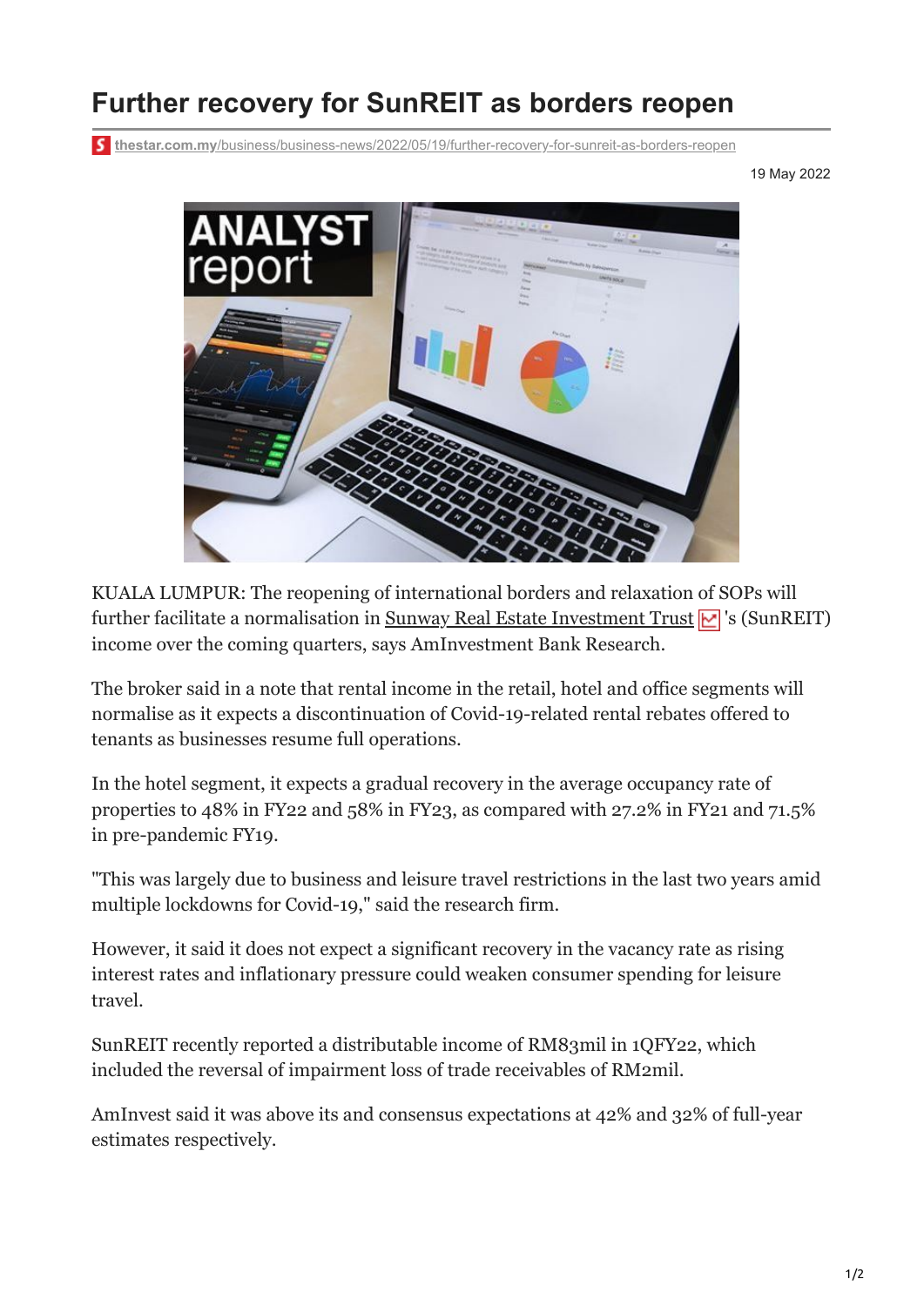# Further recovery for SunREIT as borders reopen

thestar.com.my/business/business-news/2022/05/19/further-recovery-for-sunreit-as-borders-reopen

19 May 2022

KUALA LUMPUR: The reopening of international borders and relaxation of SOPs will further facilitate a normalisation in Sunway Real Estate Investment Trust's (SunREIT) income over the coming quarters, says AmInvestment Bank Research.

The broker said in a note that rental income in the retail, hotel and office segments will normalise as it expects a discontinuation of Covid-19-related rental rebates offered to tenants as businesses resume full operations.

In the hotel segment, it expects a gradual recovery in the average occupancy rate of properties to 48% in FY22 and 58% in FY23, as compared with 27.2% in FY21 and 71.5% in pre-pandemic FY19.

"This was largely due to business and leisure travel restrictions in the last two years amid multiple lockdowns for Covid-19," said the research firm.

However, it said it does not expect a significant recovery in the vacancy rate as rising interest rates and inflationary pressure could weaken consumer spending for leisure travel.

SunREIT recently reported a distributable income of RM83mil in 1QFY22, which included the reversal of impairment loss of trade receivables of RM2mil.

AmInvest said it was above its and consensus expectations at 42% and 32% of full-year estimates respectively.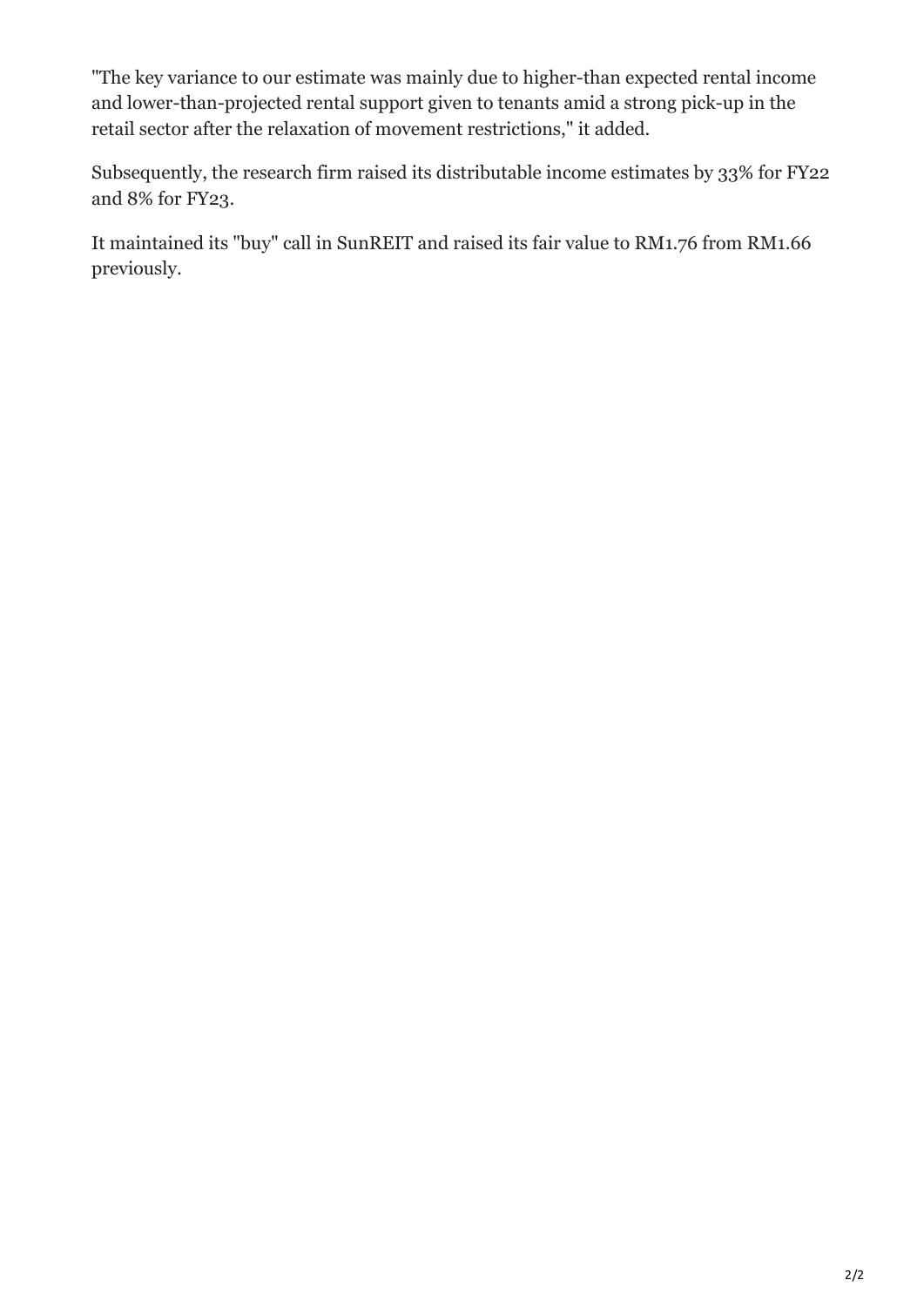"The key variance to our estimate was mainly due to higher-than expected rental income and lower-than-projected rental support given to tenants amid a strong pick-up in the retail sector after the relaxation of movement restrictions," it added.

Subsequently, the research firm raised its distributable income estimates by 33% for FY22 and 8% for FY23.

It maintained its "buy" call in SunREIT and raised its fair value to RM1.76 from RM1.66 previously.